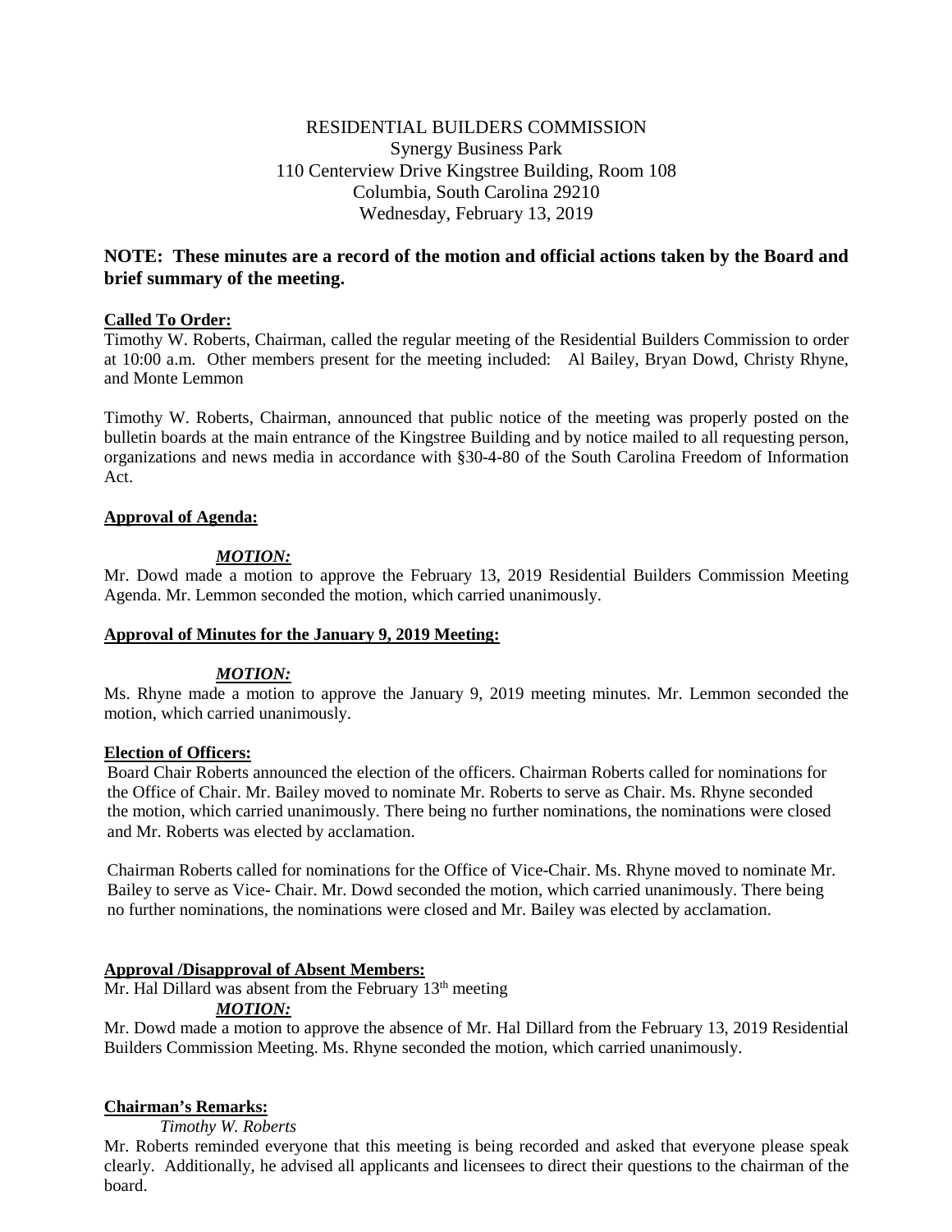RESIDENTIAL BUILDERS COMMISSION
Synergy Business Park
110 Centerview Drive Kingstree Building, Room 108
Columbia, South Carolina 29210
Wednesday, February 13, 2019

**NOTE: These minutes are a record of the motion and official actions taken by the Board and brief summary of the meeting.**

**Called To Order:**

Timothy W. Roberts, Chairman, called the regular meeting of the Residential Builders Commission to order at 10:00 a.m. Other members present for the meeting included: Al Bailey, Bryan Dowd, Christy Rhyne, and Monte Lemmon

Timothy W. Roberts, Chairman, announced that public notice of the meeting was properly posted on the bulletin boards at the main entrance of the Kingstree Building and by notice mailed to all requesting person, organizations and news media in accordance with §30-4-80 of the South Carolina Freedom of Information Act.

**Approval of Agenda:**

***MOTION:***

Mr. Dowd made a motion to approve the February 13, 2019 Residential Builders Commission Meeting Agenda. Mr. Lemmon seconded the motion, which carried unanimously.

**Approval of Minutes for the January 9, 2019 Meeting:**

***MOTION:***

Ms. Rhyne made a motion to approve the January 9, 2019 meeting minutes. Mr. Lemmon seconded the motion, which carried unanimously.

**Election of Officers:**

Board Chair Roberts announced the election of the officers. Chairman Roberts called for nominations for the Office of Chair. Mr. Bailey moved to nominate Mr. Roberts to serve as Chair. Ms. Rhyne seconded the motion, which carried unanimously. There being no further nominations, the nominations were closed and Mr. Roberts was elected by acclamation.

Chairman Roberts called for nominations for the Office of Vice-Chair. Ms. Rhyne moved to nominate Mr. Bailey to serve as Vice- Chair. Mr. Dowd seconded the motion, which carried unanimously. There being no further nominations, the nominations were closed and Mr. Bailey was elected by acclamation.

**Approval /Disapproval of Absent Members:**

Mr. Hal Dillard was absent from the February 13th meeting

***MOTION:***

Mr. Dowd made a motion to approve the absence of Mr. Hal Dillard from the February 13, 2019 Residential Builders Commission Meeting. Ms. Rhyne seconded the motion, which carried unanimously.

**Chairman's Remarks:**

*Timothy W. Roberts*

Mr. Roberts reminded everyone that this meeting is being recorded and asked that everyone please speak clearly. Additionally, he advised all applicants and licensees to direct their questions to the chairman of the board.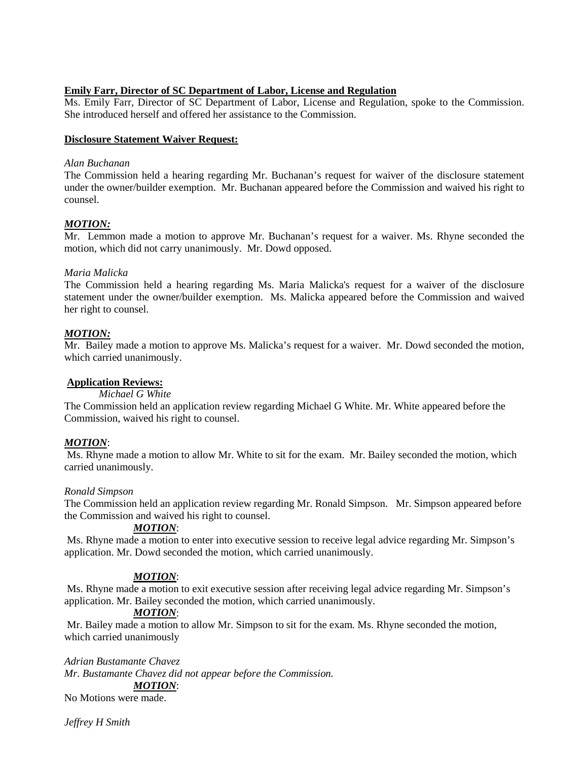**Emily Farr, Director of SC Department of Labor, License and Regulation**

Ms. Emily Farr, Director of SC Department of Labor, License and Regulation, spoke to the Commission. She introduced herself and offered her assistance to the Commission.

**Disclosure Statement Waiver Request:**

*Alan Buchanan*

The Commission held a hearing regarding Mr. Buchanan's request for waiver of the disclosure statement under the owner/builder exemption. Mr. Buchanan appeared before the Commission and waived his right to counsel.

***MOTION:***

Mr. Lemmon made a motion to approve Mr. Buchanan's request for a waiver. Ms. Rhyne seconded the motion, which did not carry unanimously. Mr. Dowd opposed.

*Maria Malicka*

The Commission held a hearing regarding Ms. Maria Malicka's request for a waiver of the disclosure statement under the owner/builder exemption. Ms. Malicka appeared before the Commission and waived her right to counsel.

***MOTION:***

Mr. Bailey made a motion to approve Ms. Malicka's request for a waiver. Mr. Dowd seconded the motion, which carried unanimously.

**Application Reviews:**

*Michael G White*

The Commission held an application review regarding Michael G White. Mr. White appeared before the Commission, waived his right to counsel.

***MOTION***:

Ms. Rhyne made a motion to allow Mr. White to sit for the exam. Mr. Bailey seconded the motion, which carried unanimously.

*Ronald Simpson*

The Commission held an application review regarding Mr. Ronald Simpson. Mr. Simpson appeared before the Commission and waived his right to counsel.

***MOTION***:

Ms. Rhyne made a motion to enter into executive session to receive legal advice regarding Mr. Simpson's application. Mr. Dowd seconded the motion, which carried unanimously.

***MOTION***:

Ms. Rhyne made a motion to exit executive session after receiving legal advice regarding Mr. Simpson's application. Mr. Bailey seconded the motion, which carried unanimously.

***MOTION***:

Mr. Bailey made a motion to allow Mr. Simpson to sit for the exam. Ms. Rhyne seconded the motion, which carried unanimously

*Adrian Bustamante Chavez*

*Mr. Bustamante Chavez did not appear before the Commission.*

***MOTION***:

No Motions were made.

*Jeffrey H Smith*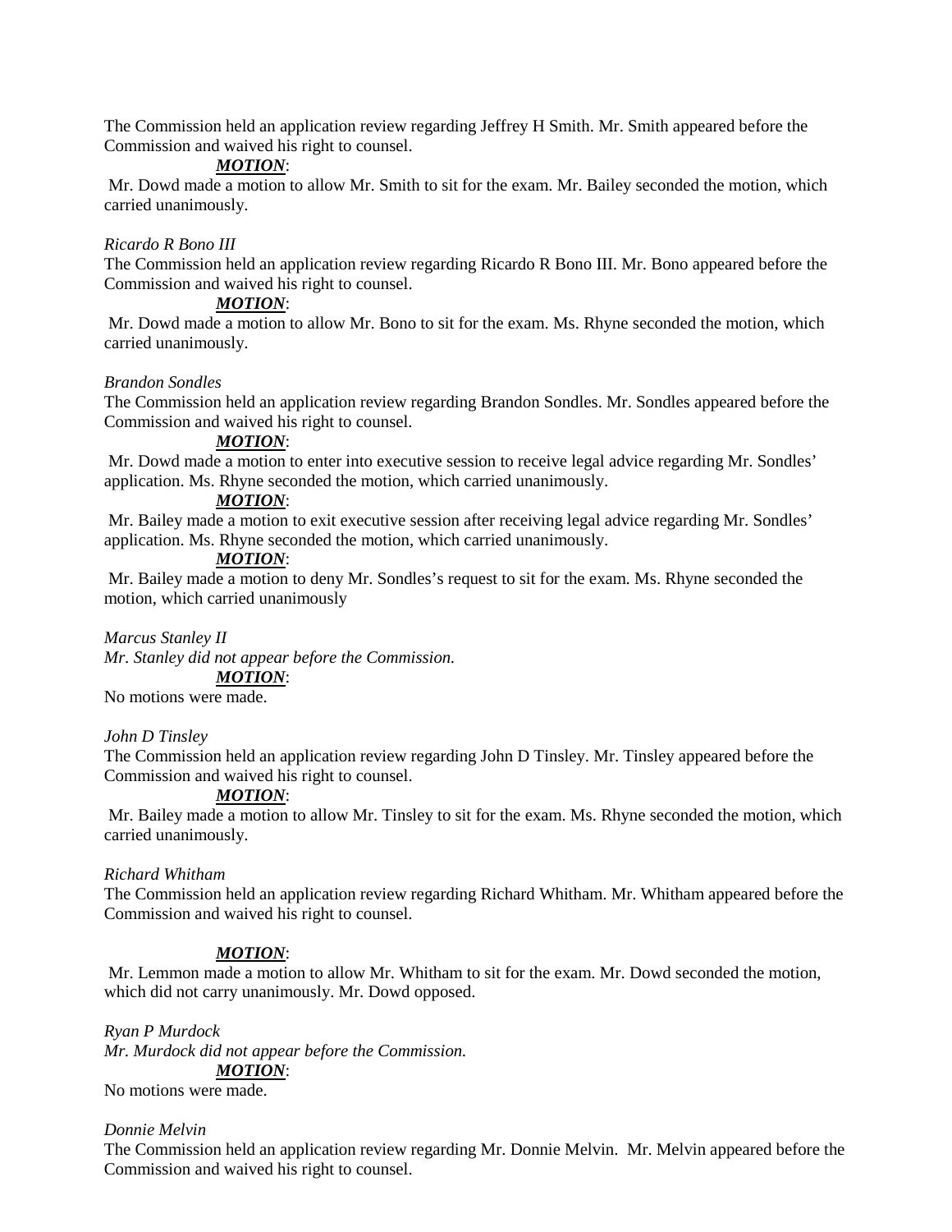The Commission held an application review regarding Jeffrey H Smith. Mr. Smith appeared before the Commission and waived his right to counsel.

***MOTION***:

Mr. Dowd made a motion to allow Mr. Smith to sit for the exam. Mr. Bailey seconded the motion, which carried unanimously.

*Ricardo R Bono III*

The Commission held an application review regarding Ricardo R Bono III. Mr. Bono appeared before the Commission and waived his right to counsel.

***MOTION***:

Mr. Dowd made a motion to allow Mr. Bono to sit for the exam. Ms. Rhyne seconded the motion, which carried unanimously.

*Brandon Sondles*

The Commission held an application review regarding Brandon Sondles. Mr. Sondles appeared before the Commission and waived his right to counsel.

***MOTION***:

Mr. Dowd made a motion to enter into executive session to receive legal advice regarding Mr. Sondles' application. Ms. Rhyne seconded the motion, which carried unanimously.

***MOTION***:

Mr. Bailey made a motion to exit executive session after receiving legal advice regarding Mr. Sondles' application. Ms. Rhyne seconded the motion, which carried unanimously.

***MOTION***:

Mr. Bailey made a motion to deny Mr. Sondles's request to sit for the exam. Ms. Rhyne seconded the motion, which carried unanimously

*Marcus Stanley II*

*Mr. Stanley did not appear before the Commission.*

***MOTION***:

No motions were made.

*John D Tinsley*

The Commission held an application review regarding John D Tinsley. Mr. Tinsley appeared before the Commission and waived his right to counsel.

***MOTION***:

Mr. Bailey made a motion to allow Mr. Tinsley to sit for the exam. Ms. Rhyne seconded the motion, which carried unanimously.

*Richard Whitham*

The Commission held an application review regarding Richard Whitham. Mr. Whitham appeared before the Commission and waived his right to counsel.

***MOTION***:

Mr. Lemmon made a motion to allow Mr. Whitham to sit for the exam. Mr. Dowd seconded the motion, which did not carry unanimously. Mr. Dowd opposed.

*Ryan P Murdock*

*Mr. Murdock did not appear before the Commission.*

***MOTION***:

No motions were made.

*Donnie Melvin*

The Commission held an application review regarding Mr. Donnie Melvin. Mr. Melvin appeared before the Commission and waived his right to counsel.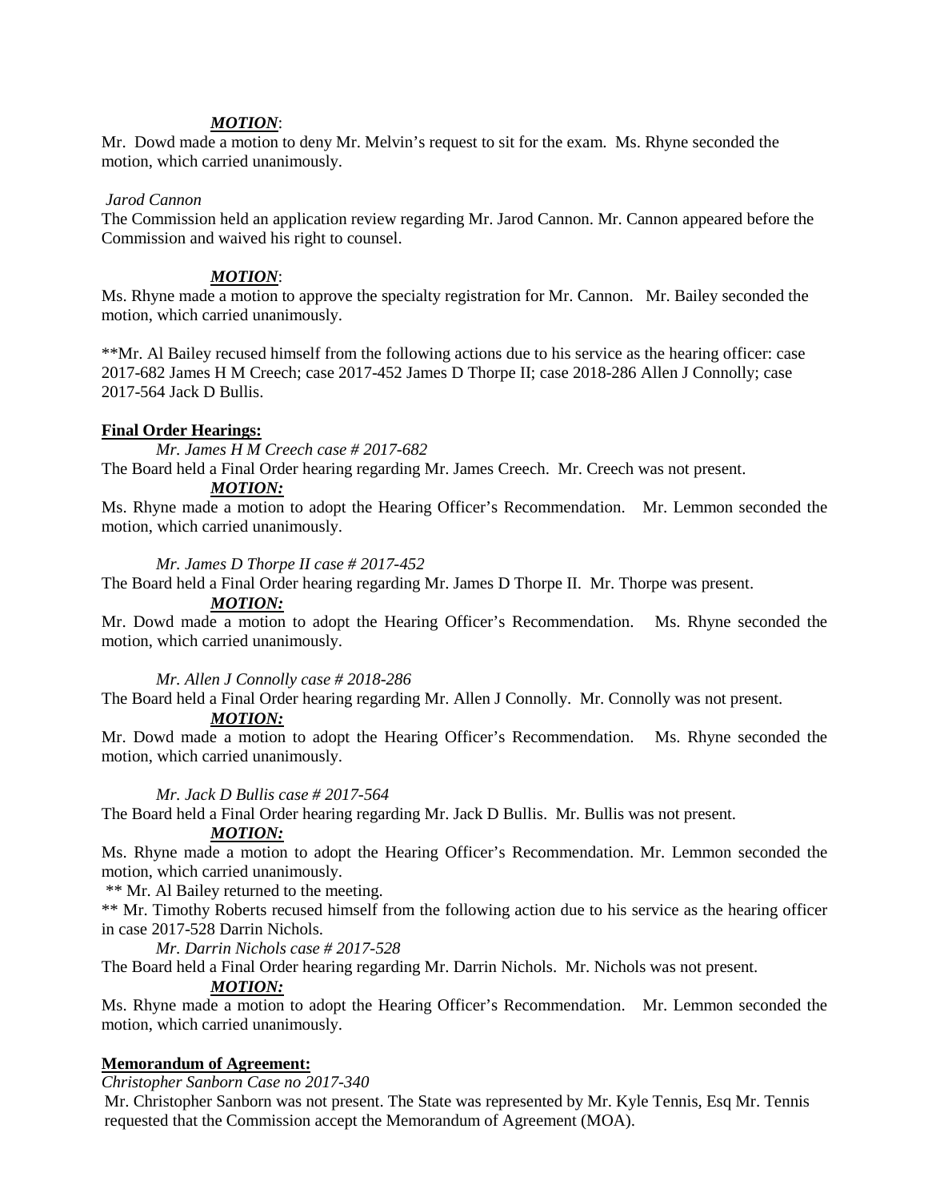***MOTION***:

Mr. Dowd made a motion to deny Mr. Melvin's request to sit for the exam. Ms. Rhyne seconded the motion, which carried unanimously.

*Jarod Cannon*

The Commission held an application review regarding Mr. Jarod Cannon. Mr. Cannon appeared before the Commission and waived his right to counsel.

***MOTION***:

Ms. Rhyne made a motion to approve the specialty registration for Mr. Cannon. Mr. Bailey seconded the motion, which carried unanimously.

**Mr. Al Bailey recused himself from the following actions due to his service as the hearing officer: case 2017-682 James H M Creech; case 2017-452 James D Thorpe II; case 2018-286 Allen J Connolly; case 2017-564 Jack D Bullis.

**Final Order Hearings:**

*Mr. James H M Creech case # 2017-682*

The Board held a Final Order hearing regarding Mr. James Creech. Mr. Creech was not present.

***MOTION:***

Ms. Rhyne made a motion to adopt the Hearing Officer's Recommendation. Mr. Lemmon seconded the motion, which carried unanimously.

*Mr. James D Thorpe II case # 2017-452*

The Board held a Final Order hearing regarding Mr. James D Thorpe II. Mr. Thorpe was present.

***MOTION:***

Mr. Dowd made a motion to adopt the Hearing Officer's Recommendation. Ms. Rhyne seconded the motion, which carried unanimously.

*Mr. Allen J Connolly case # 2018-286*

The Board held a Final Order hearing regarding Mr. Allen J Connolly. Mr. Connolly was not present.

***MOTION:***

Mr. Dowd made a motion to adopt the Hearing Officer's Recommendation. Ms. Rhyne seconded the motion, which carried unanimously.

*Mr. Jack D Bullis case # 2017-564*

The Board held a Final Order hearing regarding Mr. Jack D Bullis. Mr. Bullis was not present.

***MOTION:***

Ms. Rhyne made a motion to adopt the Hearing Officer's Recommendation. Mr. Lemmon seconded the motion, which carried unanimously.

** Mr. Al Bailey returned to the meeting.

** Mr. Timothy Roberts recused himself from the following action due to his service as the hearing officer in case 2017-528 Darrin Nichols.

*Mr. Darrin Nichols case # 2017-528*

The Board held a Final Order hearing regarding Mr. Darrin Nichols. Mr. Nichols was not present.

***MOTION:***

Ms. Rhyne made a motion to adopt the Hearing Officer's Recommendation. Mr. Lemmon seconded the motion, which carried unanimously.

**Memorandum of Agreement:**

*Christopher Sanborn Case no 2017-340*

Mr. Christopher Sanborn was not present. The State was represented by Mr. Kyle Tennis, Esq Mr. Tennis requested that the Commission accept the Memorandum of Agreement (MOA).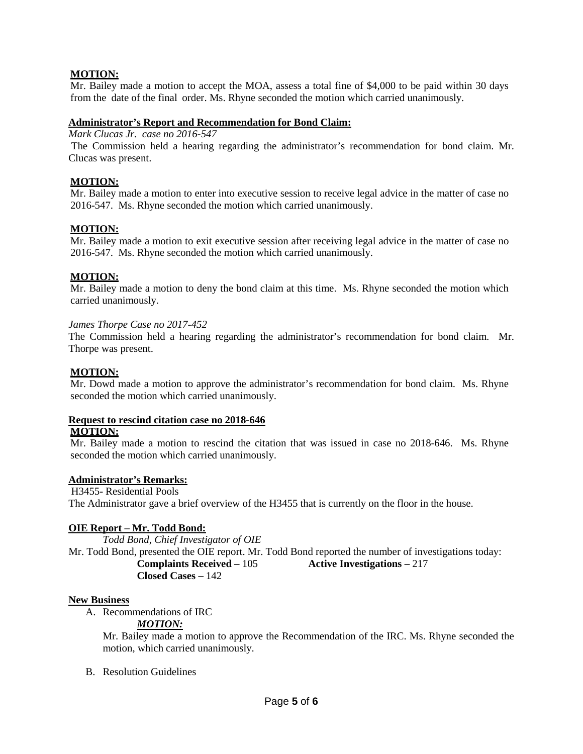**MOTION:**
Mr. Bailey made a motion to accept the MOA, assess a total fine of $4,000 to be paid within 30 days from the date of the final order. Ms. Rhyne seconded the motion which carried unanimously.

**Administrator's Report and Recommendation for Bond Claim:**

*Mark Clucas Jr. case no 2016-547*

The Commission held a hearing regarding the administrator's recommendation for bond claim. Mr. Clucas was present.

**MOTION:**
Mr. Bailey made a motion to enter into executive session to receive legal advice in the matter of case no 2016-547. Ms. Rhyne seconded the motion which carried unanimously.

**MOTION:**
Mr. Bailey made a motion to exit executive session after receiving legal advice in the matter of case no 2016-547. Ms. Rhyne seconded the motion which carried unanimously.

**MOTION:**
Mr. Bailey made a motion to deny the bond claim at this time. Ms. Rhyne seconded the motion which carried unanimously.

*James Thorpe Case no 2017-452*

The Commission held a hearing regarding the administrator's recommendation for bond claim. Mr. Thorpe was present.

**MOTION:**
Mr. Dowd made a motion to approve the administrator's recommendation for bond claim. Ms. Rhyne seconded the motion which carried unanimously.

**Request to rescind citation case no 2018-646**

**MOTION:**
Mr. Bailey made a motion to rescind the citation that was issued in case no 2018-646. Ms. Rhyne seconded the motion which carried unanimously.

**Administrator's Remarks:**

H3455- Residential Pools

The Administrator gave a brief overview of the H3455 that is currently on the floor in the house.

**OIE Report – Mr. Todd Bond:**

*Todd Bond, Chief Investigator of OIE*

Mr. Todd Bond, presented the OIE report. Mr. Todd Bond reported the number of investigations today:

**Complaints Received –** 105 **Active Investigations –** 217
**Closed Cases –** 142

**New Business**

A. Recommendations of IRC

*MOTION:*

Mr. Bailey made a motion to approve the Recommendation of the IRC. Ms. Rhyne seconded the motion, which carried unanimously.

B. Resolution Guidelines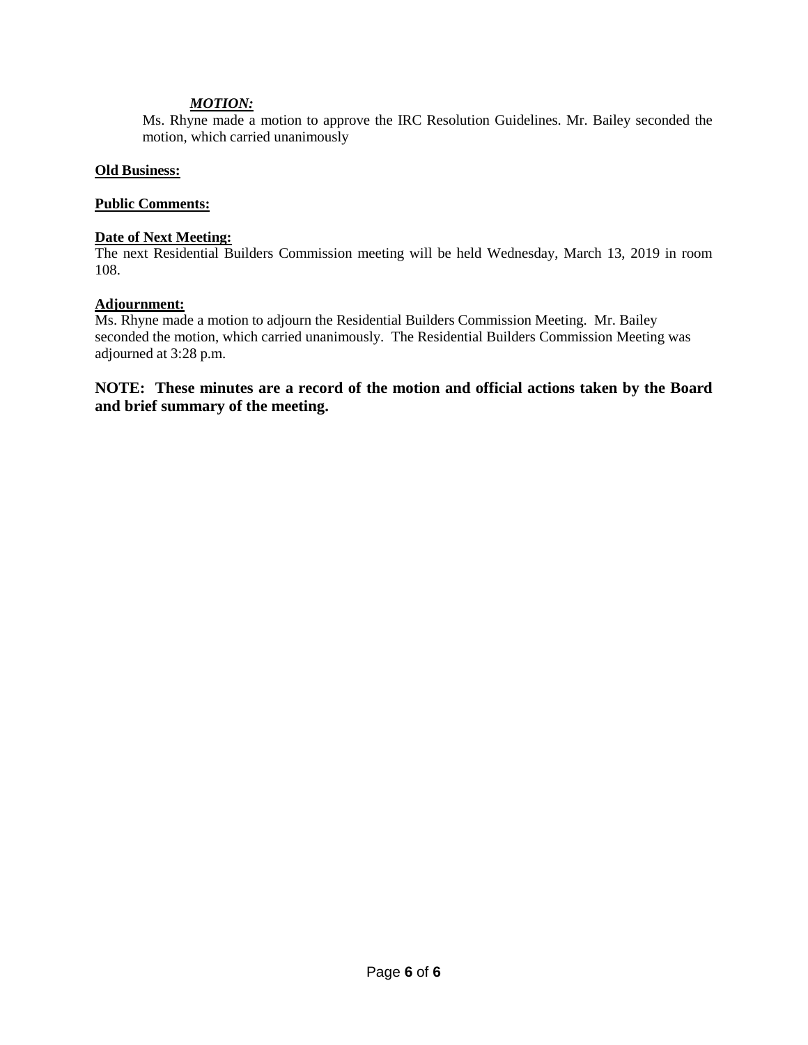***MOTION:***

Ms. Rhyne made a motion to approve the IRC Resolution Guidelines. Mr. Bailey seconded the motion, which carried unanimously

**Old Business:**

**Public Comments:**

**Date of Next Meeting:**

The next Residential Builders Commission meeting will be held Wednesday, March 13, 2019 in room 108.

**Adjournment:**

Ms. Rhyne made a motion to adjourn the Residential Builders Commission Meeting. Mr. Bailey seconded the motion, which carried unanimously. The Residential Builders Commission Meeting was adjourned at 3:28 p.m.

**NOTE: These minutes are a record of the motion and official actions taken by the Board and brief summary of the meeting.**